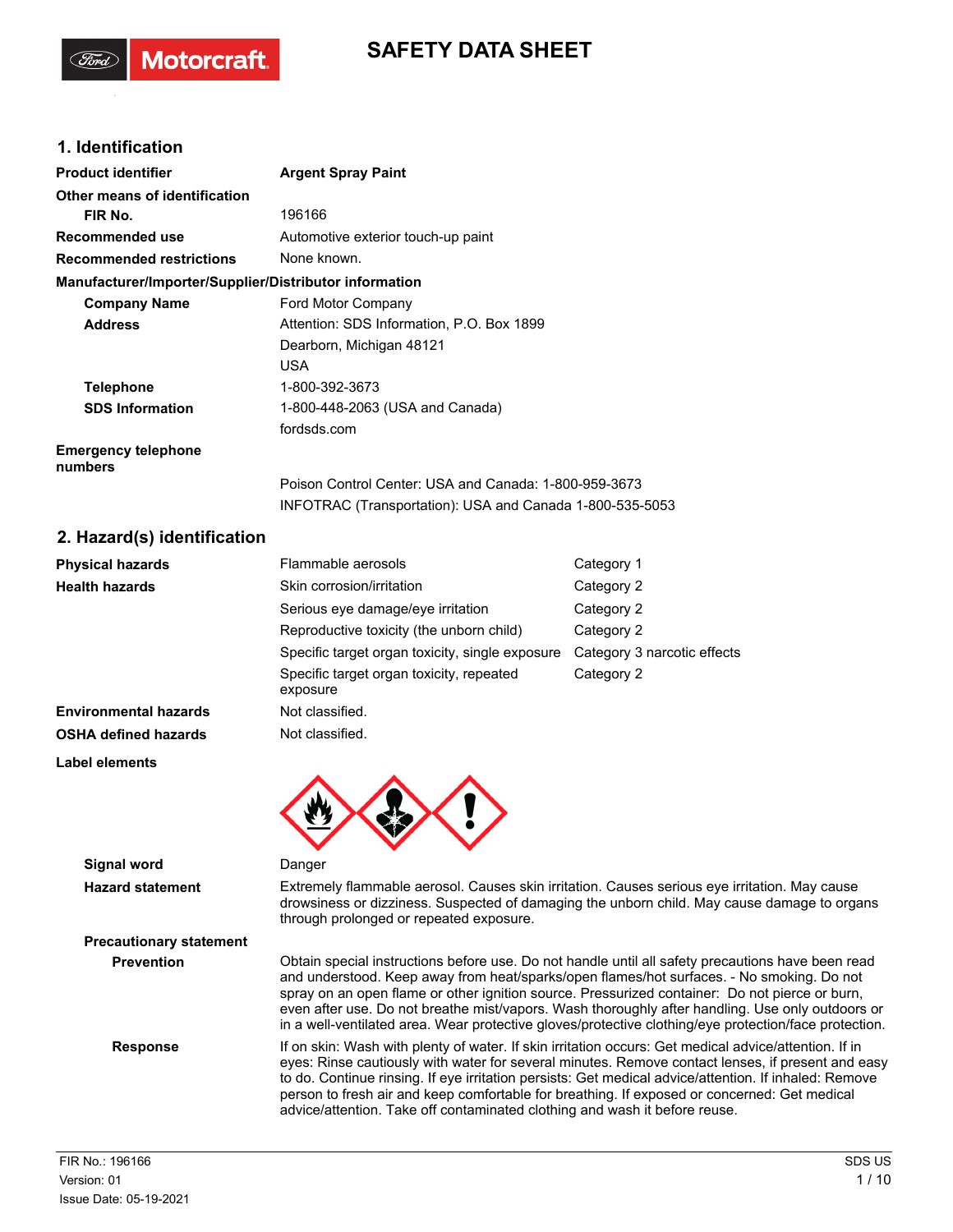# SAFETY DATA SHEET

## 1. Identification

| | |
|---|---|
| **Product identifier** | **Argent Spray Paint** |
| **Other means of identification** | |
| **FIR No.** | 196166 |
| **Recommended use** | Automotive exterior touch-up paint |
| **Recommended restrictions** | None known. |

**Manufacturer/Importer/Supplier/Distributor information**

| | |
|---|---|
| **Company Name** | Ford Motor Company |
| **Address** | Attention: SDS Information, P.O. Box 1899<br>Dearborn, Michigan 48121<br>USA |
| **Telephone** | 1-800-392-3673 |
| **SDS Information** | 1-800-448-2063 (USA and Canada)<br>fordsds.com |
| **Emergency telephone numbers** | Poison Control Center: USA and Canada: 1-800-959-3673<br>INFOTRAC (Transportation): USA and Canada 1-800-535-5053 |

## 2. Hazard(s) identification

| | | |
|---|---|---|
| **Physical hazards** | Flammable aerosols | Category 1 |
| **Health hazards** | Skin corrosion/irritation | Category 2 |
| | Serious eye damage/eye irritation | Category 2 |
| | Reproductive toxicity (the unborn child) | Category 2 |
| | Specific target organ toxicity, single exposure | Category 3 narcotic effects |
| | Specific target organ toxicity, repeated exposure | Category 2 |
| **Environmental hazards** | Not classified. | |
| **OSHA defined hazards** | Not classified. | |

**Label elements**

**Signal word** Danger

**Hazard statement** Extremely flammable aerosol. Causes skin irritation. Causes serious eye irritation. May cause drowsiness or dizziness. Suspected of damaging the unborn child. May cause damage to organs through prolonged or repeated exposure.

**Precautionary statement**

**Prevention** Obtain special instructions before use. Do not handle until all safety precautions have been read and understood. Keep away from heat/sparks/open flames/hot surfaces. - No smoking. Do not spray on an open flame or other ignition source. Pressurized container: Do not pierce or burn, even after use. Do not breathe mist/vapors. Wash thoroughly after handling. Use only outdoors or in a well-ventilated area. Wear protective gloves/protective clothing/eye protection/face protection.

**Response** If on skin: Wash with plenty of water. If skin irritation occurs: Get medical advice/attention. If in eyes: Rinse cautiously with water for several minutes. Remove contact lenses, if present and easy to do. Continue rinsing. If eye irritation persists: Get medical advice/attention. If inhaled: Remove person to fresh air and keep comfortable for breathing. If exposed or concerned: Get medical advice/attention. Take off contaminated clothing and wash it before reuse.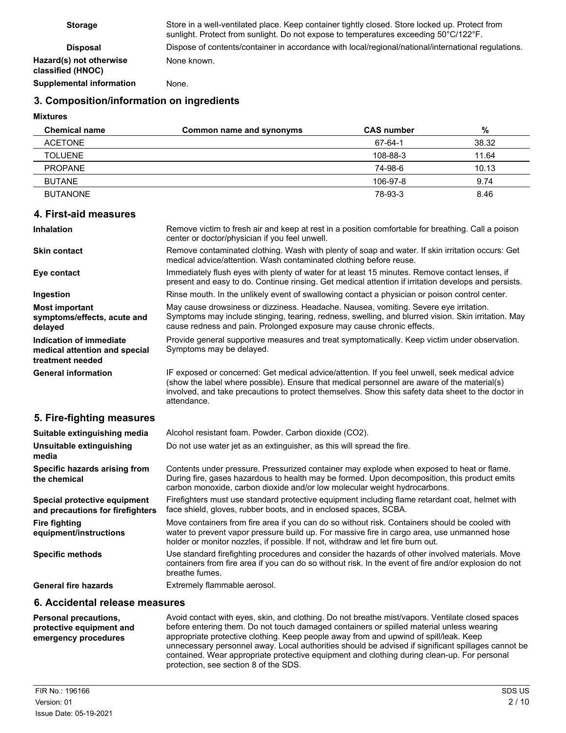| | |
|---|---|
| **Storage** | Store in a well-ventilated place. Keep container tightly closed. Store locked up. Protect from sunlight. Protect from sunlight. Do not expose to temperatures exceeding 50°C/122°F. |
| **Disposal** | Dispose of contents/container in accordance with local/regional/national/international regulations. |
| **Hazard(s) not otherwise classified (HNOC)** | None known. |
| **Supplemental information** | None. |

## 3. Composition/information on ingredients

**Mixtures**

| Chemical name | Common name and synonyms | CAS number | % |
|---|---|---|---|
| ACETONE | | 67-64-1 | 38.32 |
| TOLUENE | | 108-88-3 | 11.64 |
| PROPANE | | 74-98-6 | 10.13 |
| BUTANE | | 106-97-8 | 9.74 |
| BUTANONE | | 78-93-3 | 8.46 |

## 4. First-aid measures

| | |
|---|---|
| **Inhalation** | Remove victim to fresh air and keep at rest in a position comfortable for breathing. Call a poison center or doctor/physician if you feel unwell. |
| **Skin contact** | Remove contaminated clothing. Wash with plenty of soap and water. If skin irritation occurs: Get medical advice/attention. Wash contaminated clothing before reuse. |
| **Eye contact** | Immediately flush eyes with plenty of water for at least 15 minutes. Remove contact lenses, if present and easy to do. Continue rinsing. Get medical attention if irritation develops and persists. |
| **Ingestion** | Rinse mouth. In the unlikely event of swallowing contact a physician or poison control center. |
| **Most important symptoms/effects, acute and delayed** | May cause drowsiness or dizziness. Headache. Nausea, vomiting. Severe eye irritation. Symptoms may include stinging, tearing, redness, swelling, and blurred vision. Skin irritation. May cause redness and pain. Prolonged exposure may cause chronic effects. |
| **Indication of immediate medical attention and special treatment needed** | Provide general supportive measures and treat symptomatically. Keep victim under observation. Symptoms may be delayed. |
| **General information** | IF exposed or concerned: Get medical advice/attention. If you feel unwell, seek medical advice (show the label where possible). Ensure that medical personnel are aware of the material(s) involved, and take precautions to protect themselves. Show this safety data sheet to the doctor in attendance. |

## 5. Fire-fighting measures

| | |
|---|---|
| **Suitable extinguishing media** | Alcohol resistant foam. Powder. Carbon dioxide ($CO_2$). |
| **Unsuitable extinguishing media** | Do not use water jet as an extinguisher, as this will spread the fire. |
| **Specific hazards arising from the chemical** | Contents under pressure. Pressurized container may explode when exposed to heat or flame. During fire, gases hazardous to health may be formed. Upon decomposition, this product emits carbon monoxide, carbon dioxide and/or low molecular weight hydrocarbons. |
| **Special protective equipment and precautions for firefighters** | Firefighters must use standard protective equipment including flame retardant coat, helmet with face shield, gloves, rubber boots, and in enclosed spaces, SCBA. |
| **Fire fighting equipment/instructions** | Move containers from fire area if you can do so without risk. Containers should be cooled with water to prevent vapor pressure build up. For massive fire in cargo area, use unmanned hose holder or monitor nozzles, if possible. If not, withdraw and let fire burn out. |
| **Specific methods** | Use standard firefighting procedures and consider the hazards of other involved materials. Move containers from fire area if you can do so without risk. In the event of fire and/or explosion do not breathe fumes. |
| **General fire hazards** | Extremely flammable aerosol. |

## 6. Accidental release measures

| | |
|---|---|
| **Personal precautions, protective equipment and emergency procedures** | Avoid contact with eyes, skin, and clothing. Do not breathe mist/vapors. Ventilate closed spaces before entering them. Do not touch damaged containers or spilled material unless wearing appropriate protective clothing. Keep people away from and upwind of spill/leak. Keep unnecessary personnel away. Local authorities should be advised if significant spillages cannot be contained. Wear appropriate protective equipment and clothing during clean-up. For personal protection, see section 8 of the SDS. |

FIR No.: 196166
Version: 01
Issue Date: 05-19-2021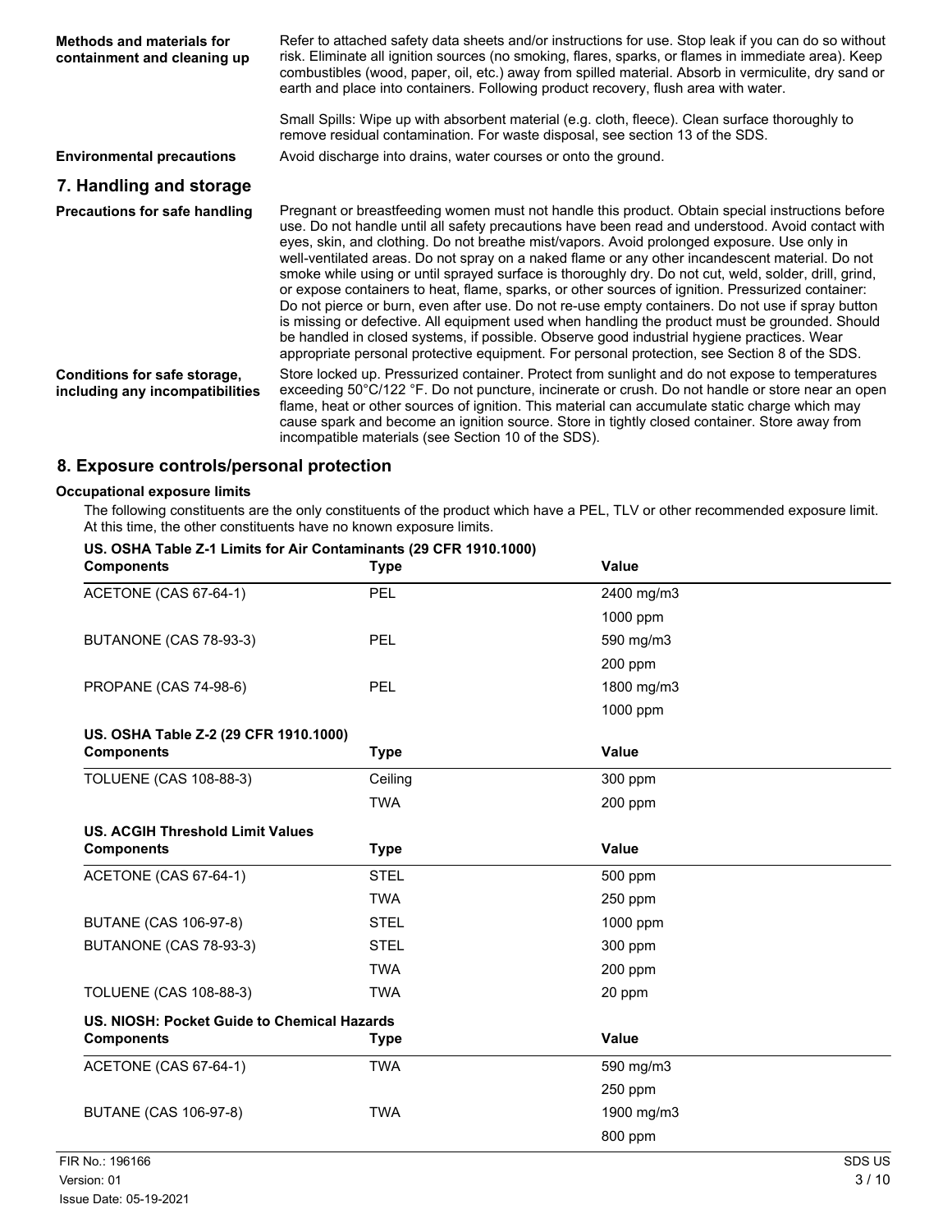**Methods and materials for containment and cleaning up**

Refer to attached safety data sheets and/or instructions for use. Stop leak if you can do so without risk. Eliminate all ignition sources (no smoking, flares, sparks, or flames in immediate area). Keep combustibles (wood, paper, oil, etc.) away from spilled material. Absorb in vermiculite, dry sand or earth and place into containers. Following product recovery, flush area with water.

Small Spills: Wipe up with absorbent material (e.g. cloth, fleece). Clean surface thoroughly to remove residual contamination. For waste disposal, see section 13 of the SDS.

**Environmental precautions**

Avoid discharge into drains, water courses or onto the ground.

## 7. Handling and storage

**Precautions for safe handling**

Pregnant or breastfeeding women must not handle this product. Obtain special instructions before use. Do not handle until all safety precautions have been read and understood. Avoid contact with eyes, skin, and clothing. Do not breathe mist/vapors. Avoid prolonged exposure. Use only in well-ventilated areas. Do not spray on a naked flame or any other incandescent material. Do not smoke while using or until sprayed surface is thoroughly dry. Do not cut, weld, solder, drill, grind, or expose containers to heat, flame, sparks, or other sources of ignition. Pressurized container: Do not pierce or burn, even after use. Do not re-use empty containers. Do not use if spray button is missing or defective. All equipment used when handling the product must be grounded. Should be handled in closed systems, if possible. Observe good industrial hygiene practices. Wear appropriate personal protective equipment. For personal protection, see Section 8 of the SDS.

**Conditions for safe storage, including any incompatibilities**

Store locked up. Pressurized container. Protect from sunlight and do not expose to temperatures exceeding 50°C/122 °F. Do not puncture, incinerate or crush. Do not handle or store near an open flame, heat or other sources of ignition. This material can accumulate static charge which may cause spark and become an ignition source. Store in tightly closed container. Store away from incompatible materials (see Section 10 of the SDS).

## 8. Exposure controls/personal protection

### Occupational exposure limits

The following constituents are the only constituents of the product which have a PEL, TLV or other recommended exposure limit. At this time, the other constituents have no known exposure limits.

**US. OSHA Table Z-1 Limits for Air Contaminants (29 CFR 1910.1000)**

| Components | Type | Value |
|---|---|---|
| ACETONE (CAS 67-64-1) | PEL | 2400 mg/m3 |
| | | 1000 ppm |
| BUTANONE (CAS 78-93-3) | PEL | 590 mg/m3 |
| | | 200 ppm |
| PROPANE (CAS 74-98-6) | PEL | 1800 mg/m3 |
| | | 1000 ppm |

**US. OSHA Table Z-2 (29 CFR 1910.1000)**

| Components | Type | Value |
|---|---|---|
| TOLUENE (CAS 108-88-3) | Ceiling | 300 ppm |
| | TWA | 200 ppm |

**US. ACGIH Threshold Limit Values**

| Components | Type | Value |
|---|---|---|
| ACETONE (CAS 67-64-1) | STEL | 500 ppm |
| | TWA | 250 ppm |
| BUTANE (CAS 106-97-8) | STEL | 1000 ppm |
| BUTANONE (CAS 78-93-3) | STEL | 300 ppm |
| | TWA | 200 ppm |
| TOLUENE (CAS 108-88-3) | TWA | 20 ppm |

**US. NIOSH: Pocket Guide to Chemical Hazards**

| Components | Type | Value |
|---|---|---|
| ACETONE (CAS 67-64-1) | TWA | 590 mg/m3 |
| | | 250 ppm |
| BUTANE (CAS 106-97-8) | TWA | 1900 mg/m3 |
| | | 800 ppm |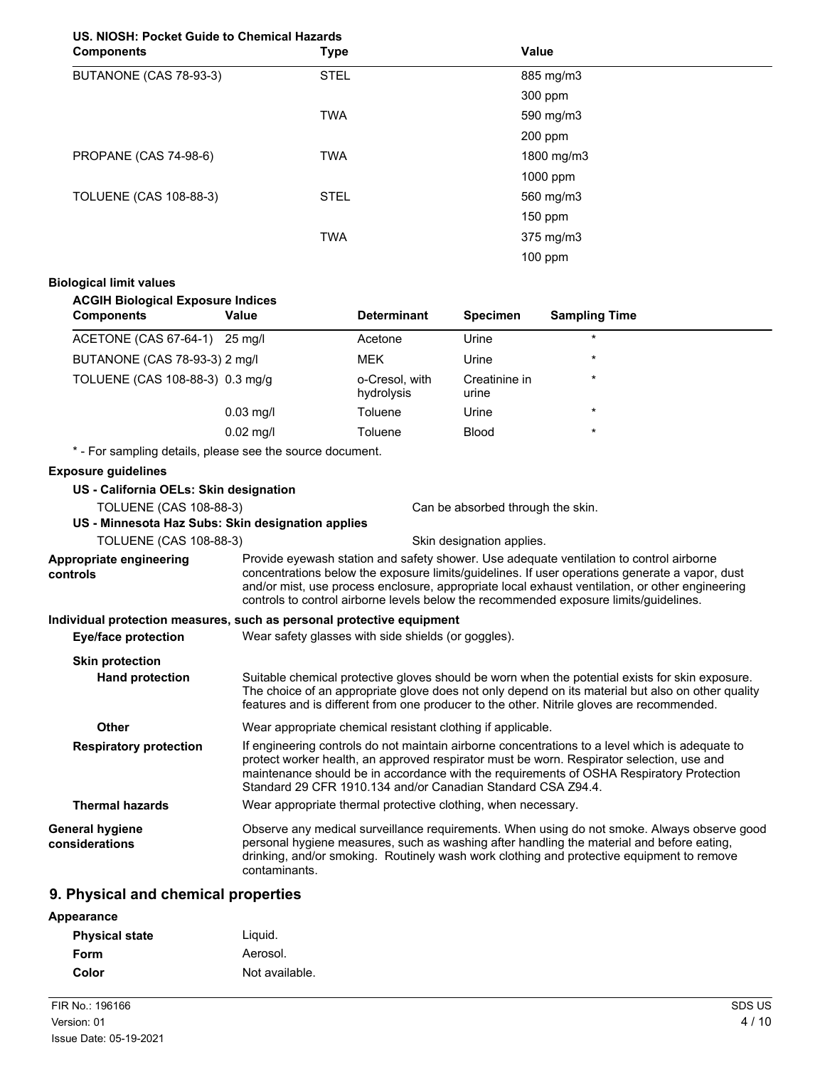**US. NIOSH: Pocket Guide to Chemical Hazards**

| Components | Type | Value |
| --- | --- | --- |
| BUTANONE (CAS 78-93-3) | STEL | 885 mg/m3 |
| | | 300 ppm |
| | TWA | 590 mg/m3 |
| | | 200 ppm |
| PROPANE (CAS 74-98-6) | TWA | 1800 mg/m3 |
| | | 1000 ppm |
| TOLUENE (CAS 108-88-3) | STEL | 560 mg/m3 |
| | | 150 ppm |
| | TWA | 375 mg/m3 |
| | | 100 ppm |

**Biological limit values**

**ACGIH Biological Exposure Indices**

| Components | Value | Determinant | Specimen | Sampling Time |
| --- | --- | --- | --- | --- |
| ACETONE (CAS 67-64-1) | 25 mg/l | Acetone | Urine | * |
| BUTANONE (CAS 78-93-3) | 2 mg/l | MEK | Urine | * |
| TOLUENE (CAS 108-88-3) | 0.3 mg/g | o-Cresol, with hydrolysis | Creatinine in urine | * |
| | 0.03 mg/l | Toluene | Urine | * |
| | 0.02 mg/l | Toluene | Blood | * |

* - For sampling details, please see the source document.

**Exposure guidelines**

**US - California OELs: Skin designation**

TOLUENE (CAS 108-88-3) — Can be absorbed through the skin.

**US - Minnesota Haz Subs: Skin designation applies**

TOLUENE (CAS 108-88-3) — Skin designation applies.

**Appropriate engineering controls**
Provide eyewash station and safety shower. Use adequate ventilation to control airborne concentrations below the exposure limits/guidelines. If user operations generate a vapor, dust and/or mist, use process enclosure, appropriate local exhaust ventilation, or other engineering controls to control airborne levels below the recommended exposure limits/guidelines.

**Individual protection measures, such as personal protective equipment**

**Eye/face protection**
Wear safety glasses with side shields (or goggles).

**Skin protection**

**Hand protection**
Suitable chemical protective gloves should be worn when the potential exists for skin exposure. The choice of an appropriate glove does not only depend on its material but also on other quality features and is different from one producer to the other. Nitrile gloves are recommended.

**Other**
Wear appropriate chemical resistant clothing if applicable.

**Respiratory protection**
If engineering controls do not maintain airborne concentrations to a level which is adequate to protect worker health, an approved respirator must be worn. Respirator selection, use and maintenance should be in accordance with the requirements of OSHA Respiratory Protection Standard 29 CFR 1910.134 and/or Canadian Standard CSA Z94.4.

**Thermal hazards**
Wear appropriate thermal protective clothing, when necessary.

**General hygiene considerations**
Observe any medical surveillance requirements. When using do not smoke. Always observe good personal hygiene measures, such as washing after handling the material and before eating, drinking, and/or smoking. Routinely wash work clothing and protective equipment to remove contaminants.

## 9. Physical and chemical properties

**Appearance**

| | |
| --- | --- |
| **Physical state** | Liquid. |
| **Form** | Aerosol. |
| **Color** | Not available. |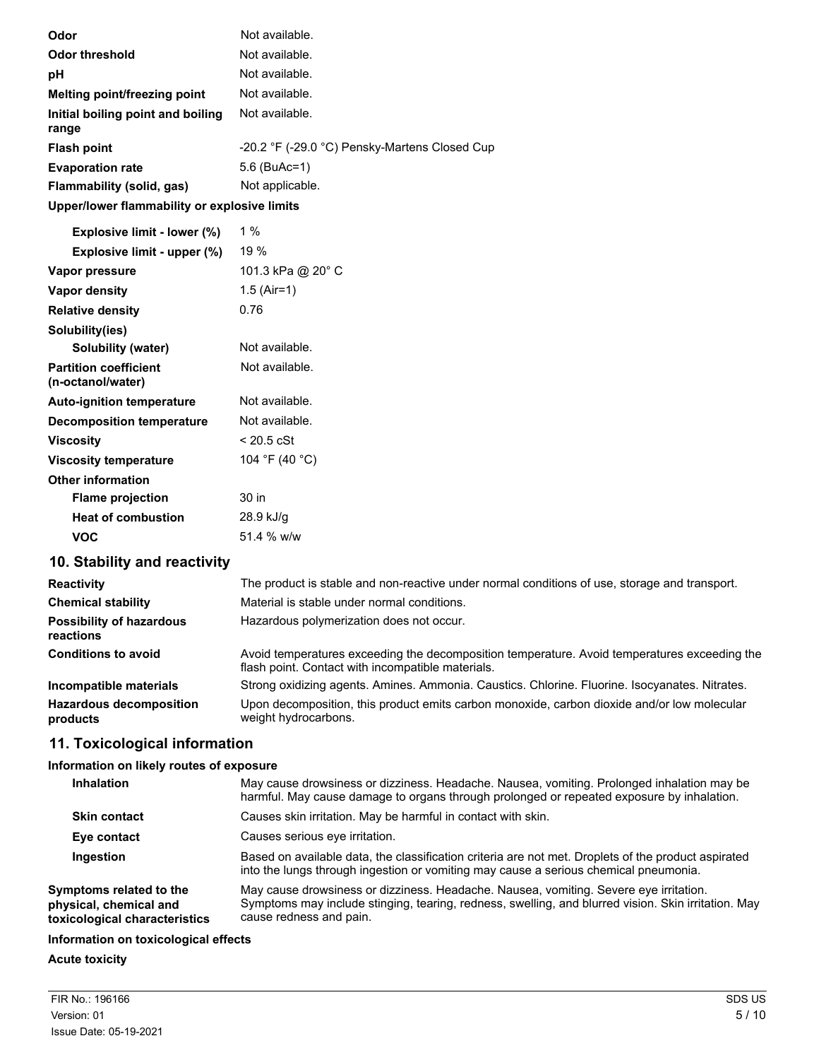| Property | Value |
| --- | --- |
| **Odor** | Not available. |
| **Odor threshold** | Not available. |
| **pH** | Not available. |
| **Melting point/freezing point** | Not available. |
| **Initial boiling point and boiling range** | Not available. |
| **Flash point** | -20.2 °F (-29.0 °C) Pensky-Martens Closed Cup |
| **Evaporation rate** | 5.6 (BuAc=1) |
| **Flammability (solid, gas)** | Not applicable. |
| **Upper/lower flammability or explosive limits** | |
| **Explosive limit - lower (%)** | 1 % |
| **Explosive limit - upper (%)** | 19 % |
| **Vapor pressure** | 101.3 kPa @ 20° C |
| **Vapor density** | 1.5 (Air=1) |
| **Relative density** | 0.76 |
| **Solubility(ies)** | |
| **Solubility (water)** | Not available. |
| **Partition coefficient (n-octanol/water)** | Not available. |
| **Auto-ignition temperature** | Not available. |
| **Decomposition temperature** | Not available. |
| **Viscosity** | < 20.5 cSt |
| **Viscosity temperature** | 104 °F (40 °C) |
| **Other information** | |
| **Flame projection** | 30 in |
| **Heat of combustion** | 28.9 kJ/g |
| **VOC** | 51.4 % w/w |

## 10. Stability and reactivity

| | |
| --- | --- |
| **Reactivity** | The product is stable and non-reactive under normal conditions of use, storage and transport. |
| **Chemical stability** | Material is stable under normal conditions. |
| **Possibility of hazardous reactions** | Hazardous polymerization does not occur. |
| **Conditions to avoid** | Avoid temperatures exceeding the decomposition temperature. Avoid temperatures exceeding the flash point. Contact with incompatible materials. |
| **Incompatible materials** | Strong oxidizing agents. Amines. Ammonia. Caustics. Chlorine. Fluorine. Isocyanates. Nitrates. |
| **Hazardous decomposition products** | Upon decomposition, this product emits carbon monoxide, carbon dioxide and/or low molecular weight hydrocarbons. |

## 11. Toxicological information

**Information on likely routes of exposure**

| | |
| --- | --- |
| **Inhalation** | May cause drowsiness or dizziness. Headache. Nausea, vomiting. Prolonged inhalation may be harmful. May cause damage to organs through prolonged or repeated exposure by inhalation. |
| **Skin contact** | Causes skin irritation. May be harmful in contact with skin. |
| **Eye contact** | Causes serious eye irritation. |
| **Ingestion** | Based on available data, the classification criteria are not met. Droplets of the product aspirated into the lungs through ingestion or vomiting may cause a serious chemical pneumonia. |
| **Symptoms related to the physical, chemical and toxicological characteristics** | May cause drowsiness or dizziness. Headache. Nausea, vomiting. Severe eye irritation. Symptoms may include stinging, tearing, redness, swelling, and blurred vision. Skin irritation. May cause redness and pain. |

**Information on toxicological effects**

**Acute toxicity**

FIR No.: 196166
Version: 01
Issue Date: 05-19-2021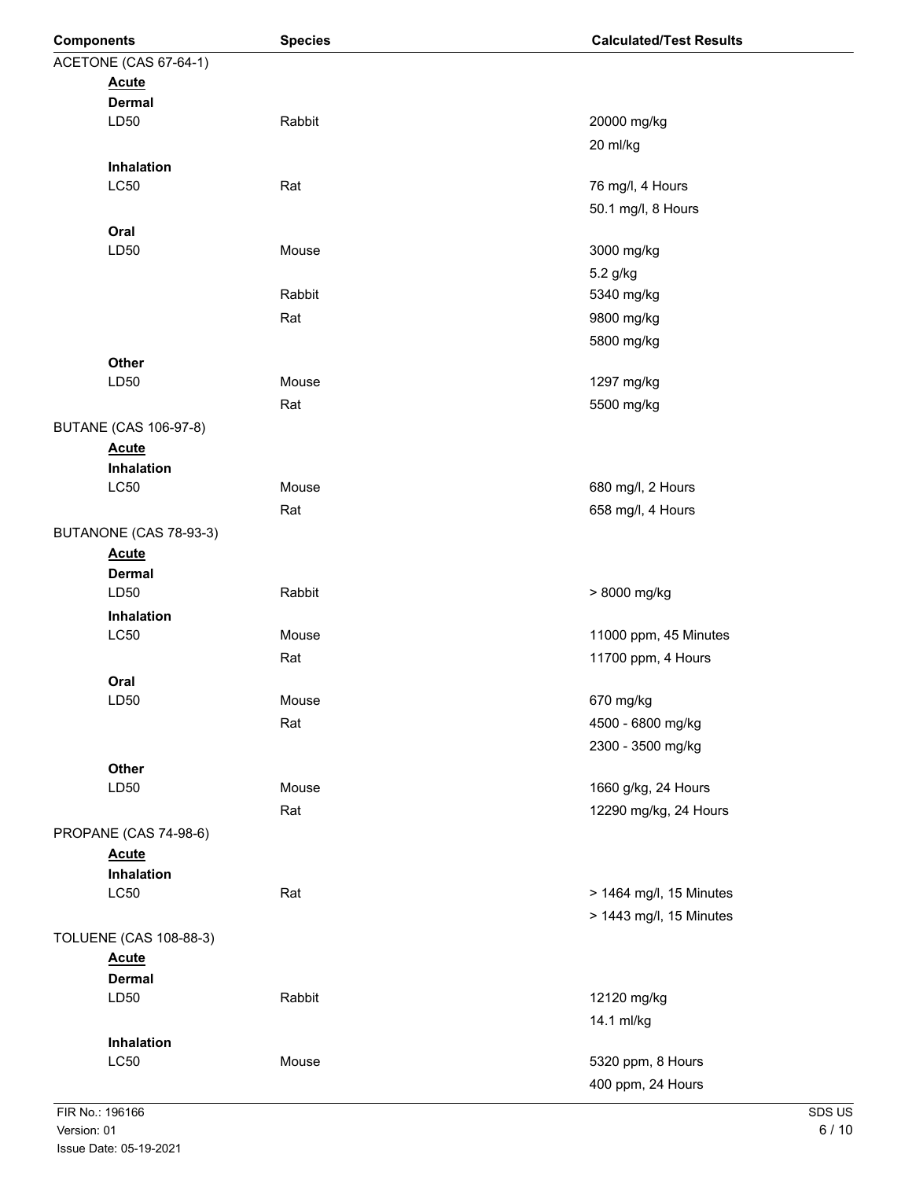| Components | Species | Calculated/Test Results |
|---|---|---|
| ACETONE (CAS 67-64-1) | | |
| **Acute** | | |
| **Dermal** | | |
| LD50 | Rabbit | 20000 mg/kg |
| | | 20 ml/kg |
| **Inhalation** | | |
| LC50 | Rat | 76 mg/l, 4 Hours |
| | | 50.1 mg/l, 8 Hours |
| **Oral** | | |
| LD50 | Mouse | 3000 mg/kg |
| | | 5.2 g/kg |
| | Rabbit | 5340 mg/kg |
| | Rat | 9800 mg/kg |
| | | 5800 mg/kg |
| **Other** | | |
| LD50 | Mouse | 1297 mg/kg |
| | Rat | 5500 mg/kg |
| BUTANE (CAS 106-97-8) | | |
| **Acute** | | |
| **Inhalation** | | |
| LC50 | Mouse | 680 mg/l, 2 Hours |
| | Rat | 658 mg/l, 4 Hours |
| BUTANONE (CAS 78-93-3) | | |
| **Acute** | | |
| **Dermal** | | |
| LD50 | Rabbit | > 8000 mg/kg |
| **Inhalation** | | |
| LC50 | Mouse | 11000 ppm, 45 Minutes |
| | Rat | 11700 ppm, 4 Hours |
| **Oral** | | |
| LD50 | Mouse | 670 mg/kg |
| | Rat | 4500 - 6800 mg/kg |
| | | 2300 - 3500 mg/kg |
| **Other** | | |
| LD50 | Mouse | 1660 g/kg, 24 Hours |
| | Rat | 12290 mg/kg, 24 Hours |
| PROPANE (CAS 74-98-6) | | |
| **Acute** | | |
| **Inhalation** | | |
| LC50 | Rat | > 1464 mg/l, 15 Minutes |
| | | > 1443 mg/l, 15 Minutes |
| TOLUENE (CAS 108-88-3) | | |
| **Acute** | | |
| **Dermal** | | |
| LD50 | Rabbit | 12120 mg/kg |
| | | 14.1 ml/kg |
| **Inhalation** | | |
| LC50 | Mouse | 5320 ppm, 8 Hours |
| | | 400 ppm, 24 Hours |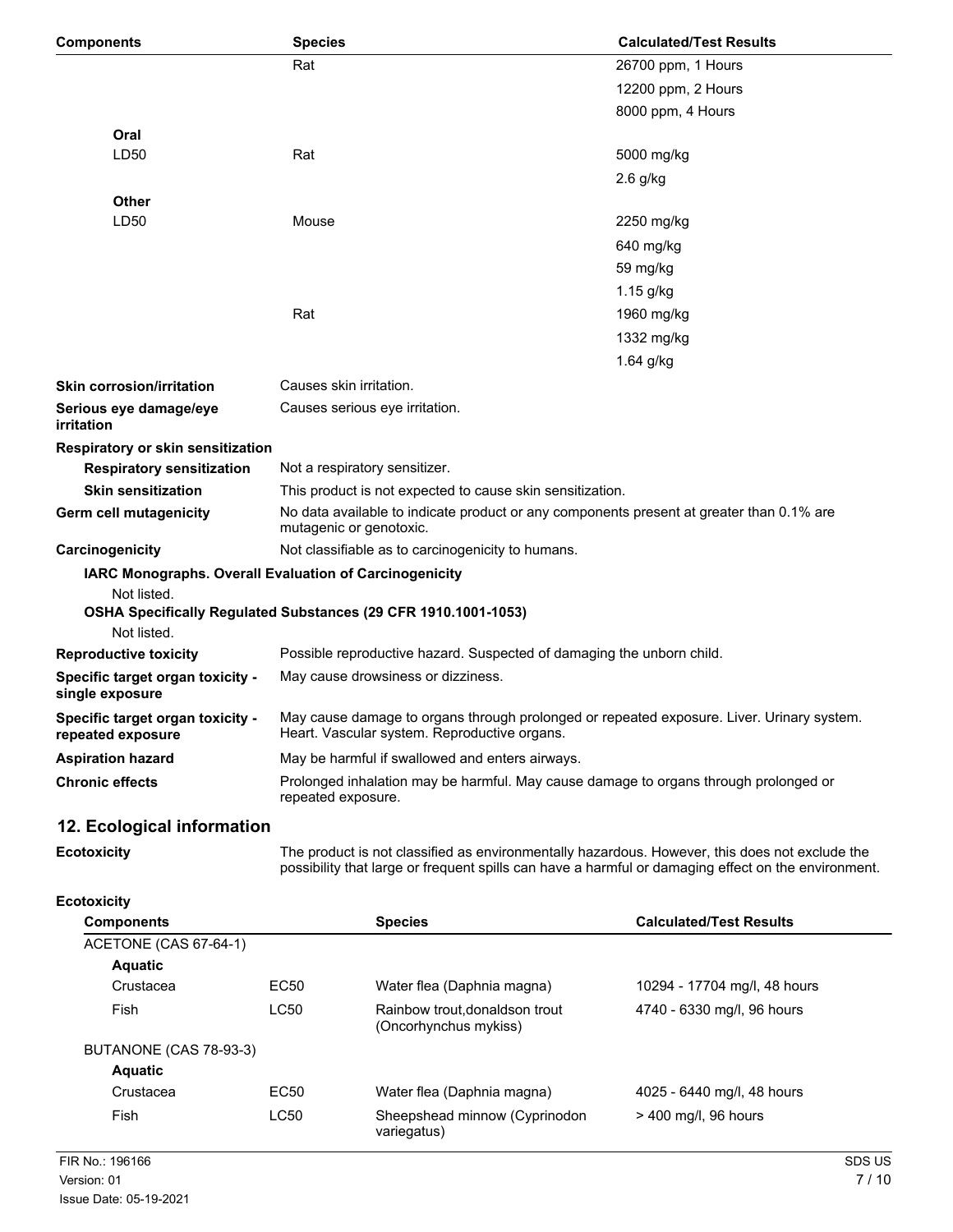| Components | Species | Calculated/Test Results |
| --- | --- | --- |
| | Rat | 26700 ppm, 1 Hours |
| | | 12200 ppm, 2 Hours |
| | | 8000 ppm, 4 Hours |
| **Oral** | | |
| LD50 | Rat | 5000 mg/kg |
| | | 2.6 g/kg |
| **Other** | | |
| LD50 | Mouse | 2250 mg/kg |
| | | 640 mg/kg |
| | | 59 mg/kg |
| | | 1.15 g/kg |
| | Rat | 1960 mg/kg |
| | | 1332 mg/kg |
| | | 1.64 g/kg |

**Skin corrosion/irritation** Causes skin irritation.

**Serious eye damage/eye irritation** Causes serious eye irritation.

**Respiratory or skin sensitization**

**Respiratory sensitization** Not a respiratory sensitizer.

**Skin sensitization** This product is not expected to cause skin sensitization.

**Germ cell mutagenicity** No data available to indicate product or any components present at greater than 0.1% are mutagenic or genotoxic.

**Carcinogenicity** Not classifiable as to carcinogenicity to humans.

**IARC Monographs. Overall Evaluation of Carcinogenicity**

Not listed.

**OSHA Specifically Regulated Substances (29 CFR 1910.1001-1053)**

Not listed.

**Reproductive toxicity** Possible reproductive hazard. Suspected of damaging the unborn child.

**Specific target organ toxicity - single exposure** May cause drowsiness or dizziness.

**Specific target organ toxicity - repeated exposure** May cause damage to organs through prolonged or repeated exposure. Liver. Urinary system. Heart. Vascular system. Reproductive organs.

**Aspiration hazard** May be harmful if swallowed and enters airways.

**Chronic effects** Prolonged inhalation may be harmful. May cause damage to organs through prolonged or repeated exposure.

## 12. Ecological information

**Ecotoxicity** The product is not classified as environmentally hazardous. However, this does not exclude the possibility that large or frequent spills can have a harmful or damaging effect on the environment.

**Ecotoxicity**

| Components | | Species | Calculated/Test Results |
| --- | --- | --- | --- |
| ACETONE (CAS 67-64-1) | | | |
| **Aquatic** | | | |
| Crustacea | EC50 | Water flea (Daphnia magna) | 10294 - 17704 mg/l, 48 hours |
| Fish | LC50 | Rainbow trout,donaldson trout (Oncorhynchus mykiss) | 4740 - 6330 mg/l, 96 hours |
| BUTANONE (CAS 78-93-3) | | | |
| **Aquatic** | | | |
| Crustacea | EC50 | Water flea (Daphnia magna) | 4025 - 6440 mg/l, 48 hours |
| Fish | LC50 | Sheepshead minnow (Cyprinodon variegatus) | > 400 mg/l, 96 hours |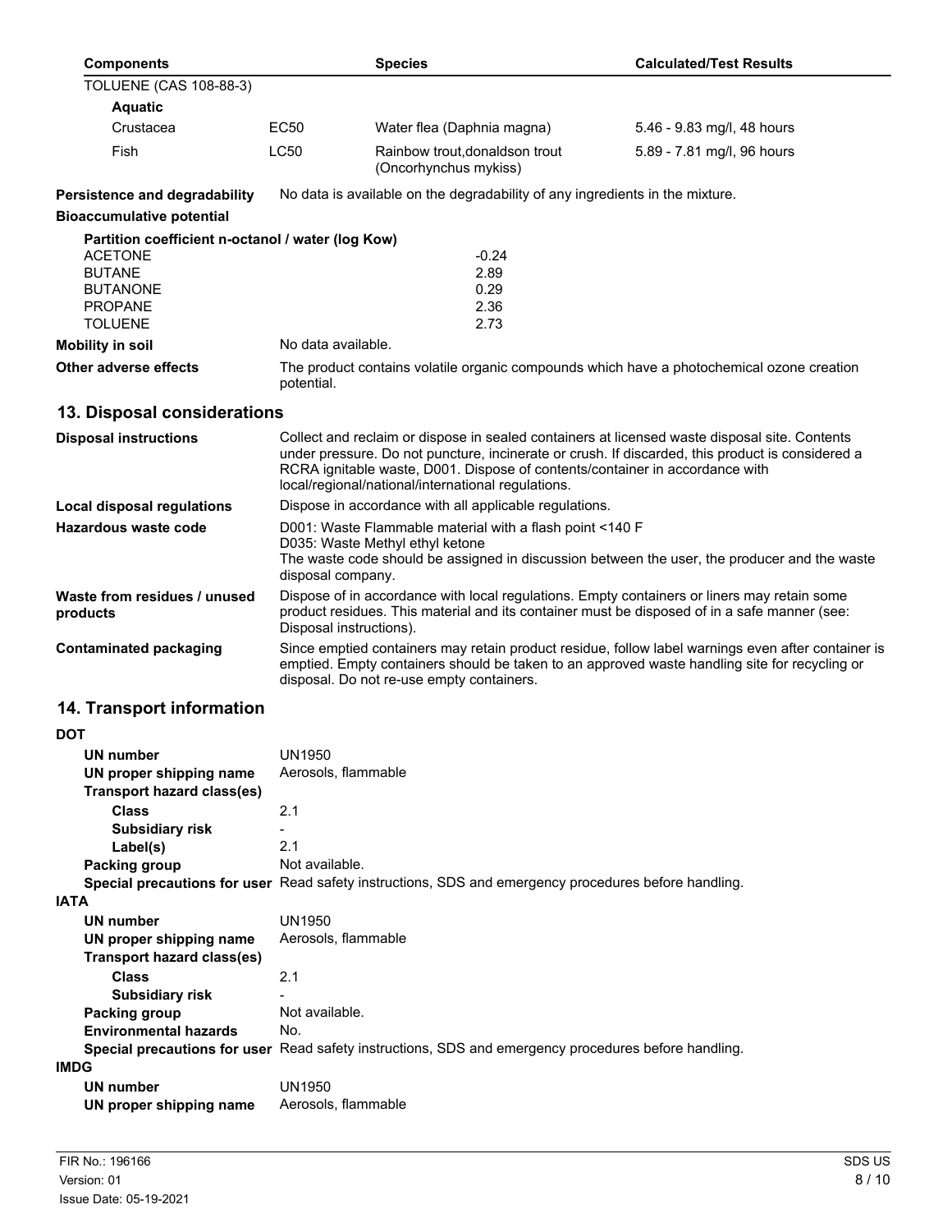| Components | | Species | Calculated/Test Results |
|---|---|---|---|
| TOLUENE (CAS 108-88-3) | | | |
| **Aquatic** | | | |
| Crustacea | EC50 | Water flea (Daphnia magna) | 5.46 - 9.83 mg/l, 48 hours |
| Fish | LC50 | Rainbow trout,donaldson trout (Oncorhynchus mykiss) | 5.89 - 7.81 mg/l, 96 hours |

**Persistence and degradability** No data is available on the degradability of any ingredients in the mixture.

**Bioaccumulative potential**

**Partition coefficient n-octanol / water (log Kow)**

| | |
|---|---|
| ACETONE | -0.24 |
| BUTANE | 2.89 |
| BUTANONE | 0.29 |
| PROPANE | 2.36 |
| TOLUENE | 2.73 |

**Mobility in soil** No data available.

**Other adverse effects** The product contains volatile organic compounds which have a photochemical ozone creation potential.

## 13. Disposal considerations

**Disposal instructions** Collect and reclaim or dispose in sealed containers at licensed waste disposal site. Contents under pressure. Do not puncture, incinerate or crush. If discarded, this product is considered a RCRA ignitable waste, D001. Dispose of contents/container in accordance with local/regional/national/international regulations.

**Local disposal regulations** Dispose in accordance with all applicable regulations.

**Hazardous waste code** D001: Waste Flammable material with a flash point <140 F
D035: Waste Methyl ethyl ketone
The waste code should be assigned in discussion between the user, the producer and the waste disposal company.

**Waste from residues / unused products** Dispose of in accordance with local regulations. Empty containers or liners may retain some product residues. This material and its container must be disposed of in a safe manner (see: Disposal instructions).

**Contaminated packaging** Since emptied containers may retain product residue, follow label warnings even after container is emptied. Empty containers should be taken to an approved waste handling site for recycling or disposal. Do not re-use empty containers.

## 14. Transport information

**DOT**

- **UN number** UN1950
- **UN proper shipping name** Aerosols, flammable
- **Transport hazard class(es)**
  - **Class** 2.1
  - **Subsidiary risk** -
  - **Label(s)** 2.1
- **Packing group** Not available.
- **Special precautions for user** Read safety instructions, SDS and emergency procedures before handling.

**IATA**

- **UN number** UN1950
- **UN proper shipping name** Aerosols, flammable
- **Transport hazard class(es)**
  - **Class** 2.1
  - **Subsidiary risk** -
- **Packing group** Not available.
- **Environmental hazards** No.
- **Special precautions for user** Read safety instructions, SDS and emergency procedures before handling.

**IMDG**

- **UN number** UN1950
- **UN proper shipping name** Aerosols, flammable

FIR No.: 196166
Version: 01
Issue Date: 05-19-2021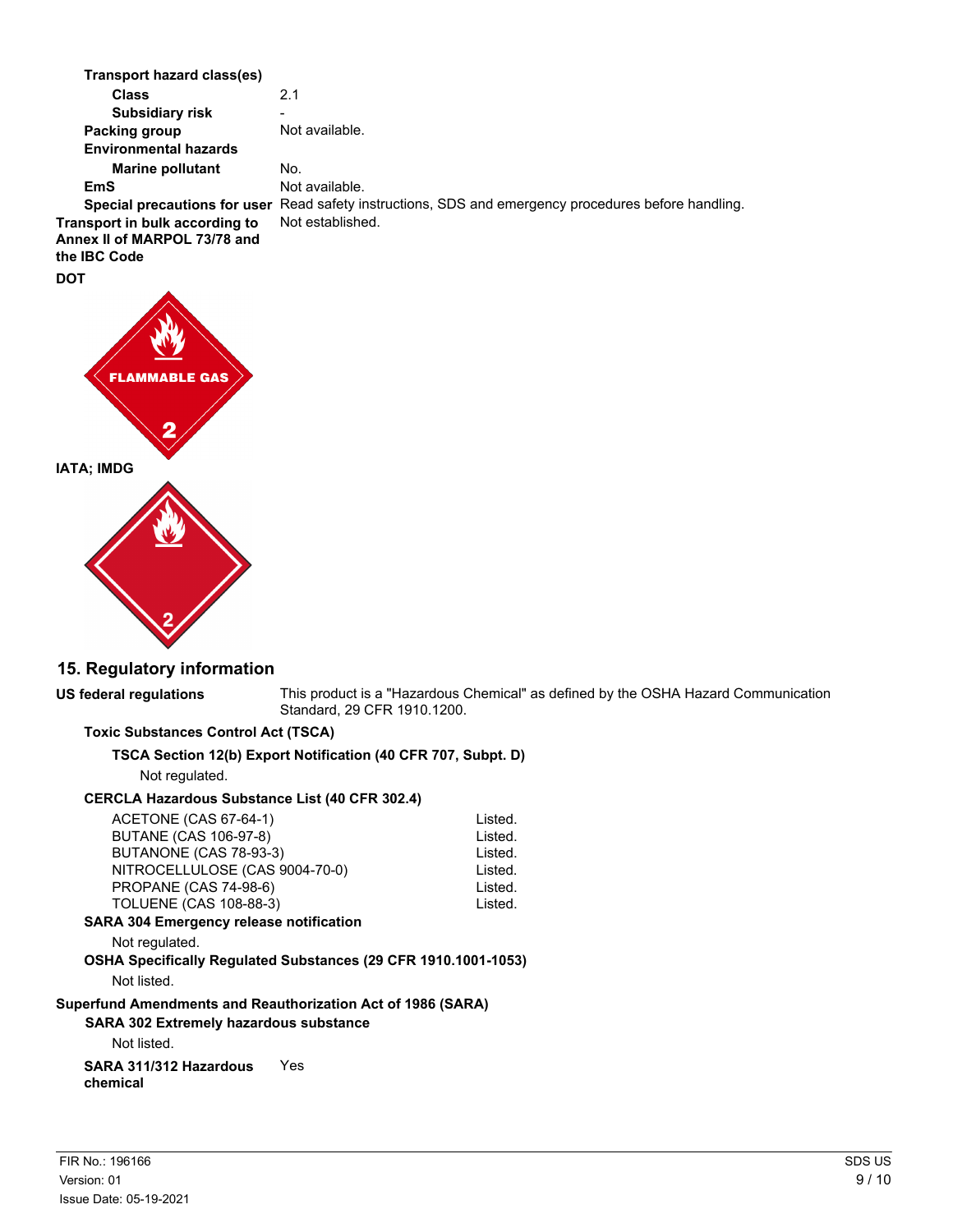**Transport hazard class(es)**

| | |
|---|---|
| **Class** | 2.1 |
| **Subsidiary risk** | - |
| **Packing group** | Not available. |
| **Environmental hazards** | |
| **Marine pollutant** | No. |
| **EmS** | Not available. |
| **Special precautions for user** | Read safety instructions, SDS and emergency procedures before handling. |
| **Transport in bulk according to Annex II of MARPOL 73/78 and the IBC Code** | Not established. |

**DOT**

FLAMMABLE GAS

2

**IATA; IMDG**

2

## 15. Regulatory information

**US federal regulations** This product is a "Hazardous Chemical" as defined by the OSHA Hazard Communication Standard, 29 CFR 1910.1200.

**Toxic Substances Control Act (TSCA)**

**TSCA Section 12(b) Export Notification (40 CFR 707, Subpt. D)**

Not regulated.

**CERCLA Hazardous Substance List (40 CFR 302.4)**

| | |
|---|---|
| ACETONE (CAS 67-64-1) | Listed. |
| BUTANE (CAS 106-97-8) | Listed. |
| BUTANONE (CAS 78-93-3) | Listed. |
| NITROCELLULOSE (CAS 9004-70-0) | Listed. |
| PROPANE (CAS 74-98-6) | Listed. |
| TOLUENE (CAS 108-88-3) | Listed. |

**SARA 304 Emergency release notification**

Not regulated.

**OSHA Specifically Regulated Substances (29 CFR 1910.1001-1053)**

Not listed.

**Superfund Amendments and Reauthorization Act of 1986 (SARA)**

**SARA 302 Extremely hazardous substance**

Not listed.

**SARA 311/312 Hazardous chemical** Yes

FIR No.: 196166
Version: 01
Issue Date: 05-19-2021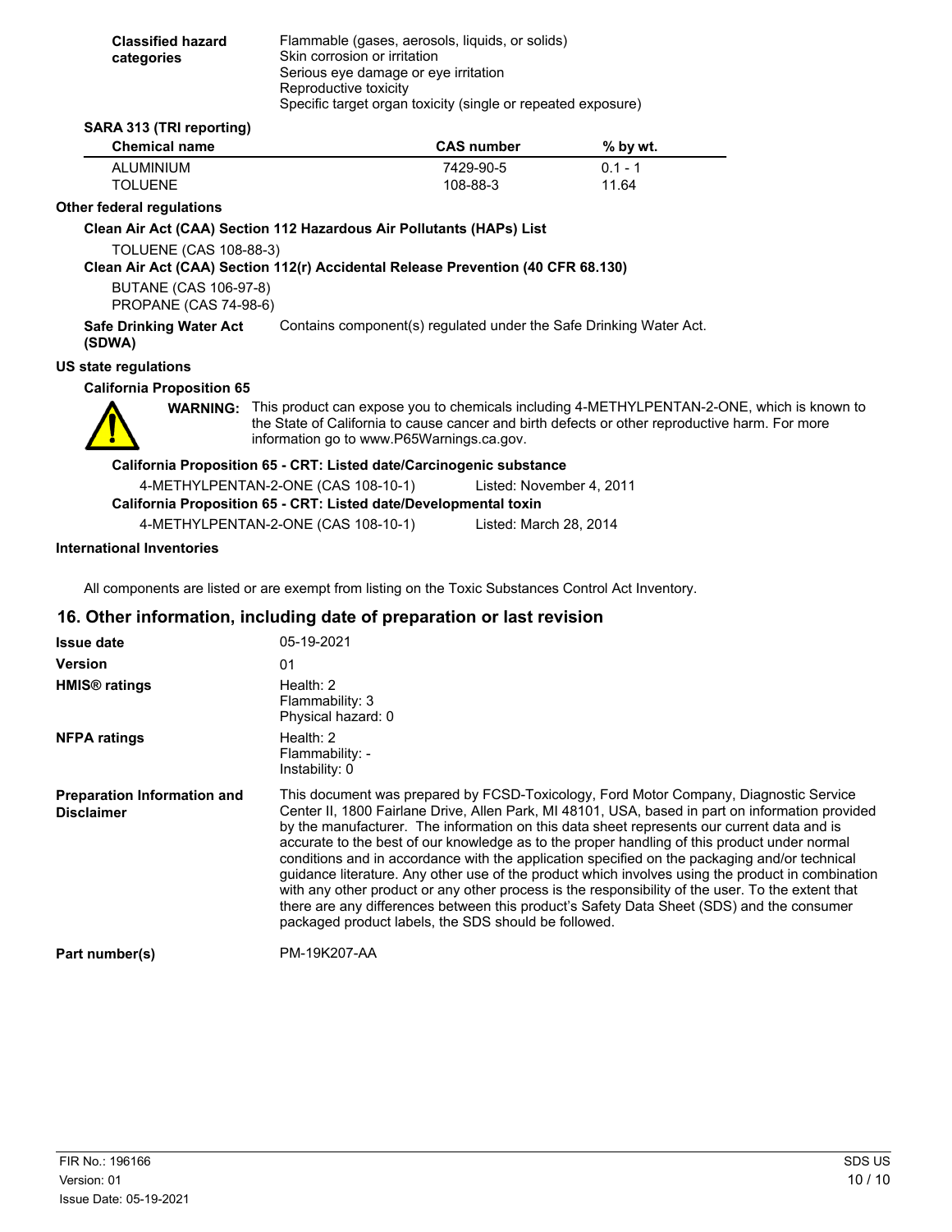**Classified hazard categories** | Flammable (gases, aerosols, liquids, or solids)
Skin corrosion or irritation
Serious eye damage or eye irritation
Reproductive toxicity
Specific target organ toxicity (single or repeated exposure)

**SARA 313 (TRI reporting)**

| Chemical name | CAS number | % by wt. |
|---|---|---|
| ALUMINIUM | 7429-90-5 | 0.1 - 1 |
| TOLUENE | 108-88-3 | 11.64 |

**Other federal regulations**

**Clean Air Act (CAA) Section 112 Hazardous Air Pollutants (HAPs) List**

TOLUENE (CAS 108-88-3)

**Clean Air Act (CAA) Section 112(r) Accidental Release Prevention (40 CFR 68.130)**

BUTANE (CAS 106-97-8)
PROPANE (CAS 74-98-6)

**Safe Drinking Water Act (SDWA)** Contains component(s) regulated under the Safe Drinking Water Act.

**US state regulations**

**California Proposition 65**

**WARNING:** This product can expose you to chemicals including 4-METHYLPENTAN-2-ONE, which is known to the State of California to cause cancer and birth defects or other reproductive harm. For more information go to www.P65Warnings.ca.gov.

**California Proposition 65 - CRT: Listed date/Carcinogenic substance**

4-METHYLPENTAN-2-ONE (CAS 108-10-1) Listed: November 4, 2011

**California Proposition 65 - CRT: Listed date/Developmental toxin**

4-METHYLPENTAN-2-ONE (CAS 108-10-1) Listed: March 28, 2014

**International Inventories**

All components are listed or are exempt from listing on the Toxic Substances Control Act Inventory.

## 16. Other information, including date of preparation or last revision

**Issue date** 05-19-2021

**Version** 01

**HMIS® ratings** Health: 2
Flammability: 3
Physical hazard: 0

**NFPA ratings** Health: 2
Flammability: -
Instability: 0

**Preparation Information and Disclaimer** This document was prepared by FCSD-Toxicology, Ford Motor Company, Diagnostic Service Center II, 1800 Fairlane Drive, Allen Park, MI 48101, USA, based in part on information provided by the manufacturer. The information on this data sheet represents our current data and is accurate to the best of our knowledge as to the proper handling of this product under normal conditions and in accordance with the application specified on the packaging and/or technical guidance literature. Any other use of the product which involves using the product in combination with any other product or any other process is the responsibility of the user. To the extent that there are any differences between this product's Safety Data Sheet (SDS) and the consumer packaged product labels, the SDS should be followed.

**Part number(s)** PM-19K207-AA